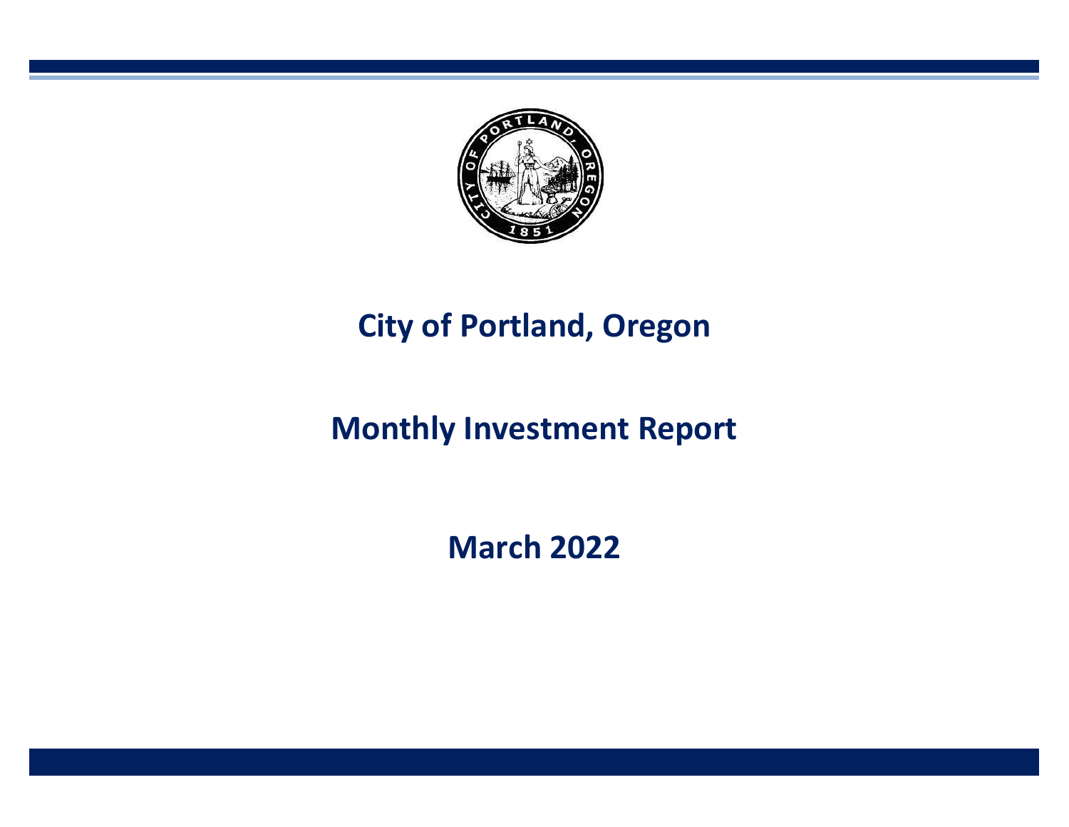# City of Portland, Oregon

## Monthly Investment Report

## March 2022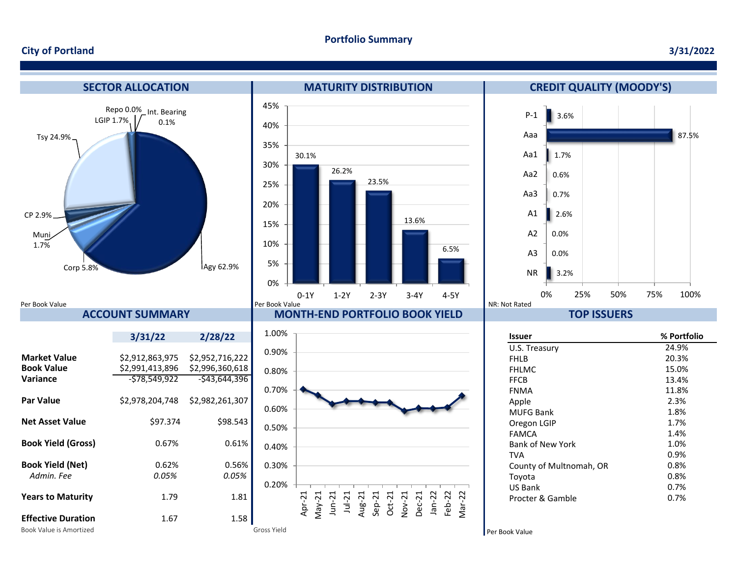**City of Portland**

# Portfolio Summary

**3/31/2022**

## SECTOR ALLOCATION

| Sector | % |
|---|---|
| Agy | 62.9% |
| Tsy | 24.9% |
| Corp | 5.8% |
| CP | 2.9% |
| Muni | 1.7% |
| LGIP | 1.7% |
| Int. Bearing | 0.1% |
| Repo | 0.0% |

Per Book Value

## MATURITY DISTRIBUTION

| Maturity | % |
|---|---|
| 0-1Y | 30.1% |
| 1-2Y | 26.2% |
| 2-3Y | 23.5% |
| 3-4Y | 13.6% |
| 4-5Y | 6.5% |

Per Book Value

## CREDIT QUALITY (MOODY'S)

| Rating | % |
|---|---|
| P-1 | 3.6% |
| Aaa | 87.5% |
| Aa1 | 1.7% |
| Aa2 | 0.6% |
| Aa3 | 0.7% |
| A1 | 2.6% |
| A2 | 0.0% |
| A3 | 0.0% |
| NR | 3.2% |

NR: Not Rated

## ACCOUNT SUMMARY

| | 3/31/22 | 2/28/22 |
|---|---|---|
| **Market Value** | $2,912,863,975 | $2,952,716,222 |
| **Book Value** | $2,991,413,896 | $2,996,360,618 |
| **Variance** | -$78,549,922 | -$43,644,396 |
| **Par Value** | $2,978,204,748 | $2,982,261,307 |
| **Net Asset Value** | $97.374 | $98.543 |
| **Book Yield (Gross)** | 0.67% | 0.61% |
| **Book Yield (Net)** | 0.62% | 0.56% |
| *Admin. Fee* | *0.05%* | *0.05%* |
| **Years to Maturity** | 1.79 | 1.81 |
| **Effective Duration** | 1.67 | 1.58 |

Book Value is Amortized

## MONTH-END PORTFOLIO BOOK YIELD

| Month | Apr-21 | May-21 | Jun-21 | Jul-21 | Aug-21 | Sep-21 | Oct-21 | Nov-21 | Dec-21 | Jan-22 | Feb-22 | Mar-22 |
|---|---|---|---|---|---|---|---|---|---|---|---|---|
| Yield (approx.) | 0.70% | 0.67% | 0.63% | 0.64% | 0.64% | 0.64% | 0.64% | 0.59% | 0.60% | 0.60% | 0.61% | 0.67% |

Gross Yield

## TOP ISSUERS

| Issuer | % Portfolio |
|---|---|
| U.S. Treasury | 24.9% |
| FHLB | 20.3% |
| FHLMC | 15.0% |
| FFCB | 13.4% |
| FNMA | 11.8% |
| Apple | 2.3% |
| MUFG Bank | 1.8% |
| Oregon LGIP | 1.7% |
| FAMCA | 1.4% |
| Bank of New York | 1.0% |
| TVA | 0.9% |
| County of Multnomah, OR | 0.8% |
| Toyota | 0.8% |
| US Bank | 0.7% |
| Procter & Gamble | 0.7% |

Per Book Value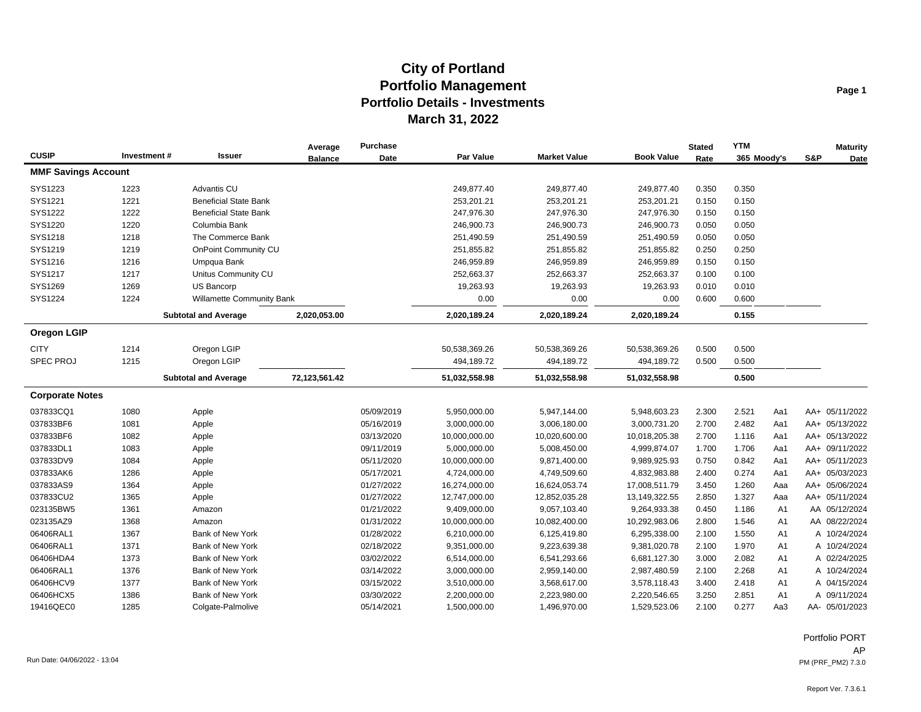# City of Portland
## Portfolio Management
## Portfolio Details - Investments
## March 31, 2022

| CUSIP | Investment # | Issuer | Average Balance | Purchase Date | Par Value | Market Value | Book Value | Stated Rate | YTM 365 | Moody's | S&P | Maturity Date |
|---|---|---|---|---|---|---|---|---|---|---|---|---|
| **MMF Savings Account** | | | | | | | | | | | | |
| SYS1223 | 1223 | Advantis CU | | | 249,877.40 | 249,877.40 | 249,877.40 | 0.350 | 0.350 | | | |
| SYS1221 | 1221 | Beneficial State Bank | | | 253,201.21 | 253,201.21 | 253,201.21 | 0.150 | 0.150 | | | |
| SYS1222 | 1222 | Beneficial State Bank | | | 247,976.30 | 247,976.30 | 247,976.30 | 0.150 | 0.150 | | | |
| SYS1220 | 1220 | Columbia Bank | | | 246,900.73 | 246,900.73 | 246,900.73 | 0.050 | 0.050 | | | |
| SYS1218 | 1218 | The Commerce Bank | | | 251,490.59 | 251,490.59 | 251,490.59 | 0.050 | 0.050 | | | |
| SYS1219 | 1219 | OnPoint Community CU | | | 251,855.82 | 251,855.82 | 251,855.82 | 0.250 | 0.250 | | | |
| SYS1216 | 1216 | Umpqua Bank | | | 246,959.89 | 246,959.89 | 246,959.89 | 0.150 | 0.150 | | | |
| SYS1217 | 1217 | Unitus Community CU | | | 252,663.37 | 252,663.37 | 252,663.37 | 0.100 | 0.100 | | | |
| SYS1269 | 1269 | US Bancorp | | | 19,263.93 | 19,263.93 | 19,263.93 | 0.010 | 0.010 | | | |
| SYS1224 | 1224 | Willamette Community Bank | | | 0.00 | 0.00 | 0.00 | 0.600 | 0.600 | | | |
| | | **Subtotal and Average** | **2,020,053.00** | | **2,020,189.24** | **2,020,189.24** | **2,020,189.24** | | **0.155** | | | |
| **Oregon LGIP** | | | | | | | | | | | | |
| CITY | 1214 | Oregon LGIP | | | 50,538,369.26 | 50,538,369.26 | 50,538,369.26 | 0.500 | 0.500 | | | |
| SPEC PROJ | 1215 | Oregon LGIP | | | 494,189.72 | 494,189.72 | 494,189.72 | 0.500 | 0.500 | | | |
| | | **Subtotal and Average** | **72,123,561.42** | | **51,032,558.98** | **51,032,558.98** | **51,032,558.98** | | **0.500** | | | |
| **Corporate Notes** | | | | | | | | | | | | |
| 037833CQ1 | 1080 | Apple | | 05/09/2019 | 5,950,000.00 | 5,947,144.00 | 5,948,603.23 | 2.300 | 2.521 | Aa1 | AA+ | 05/11/2022 |
| 037833BF6 | 1081 | Apple | | 05/16/2019 | 3,000,000.00 | 3,006,180.00 | 3,000,731.20 | 2.700 | 2.482 | Aa1 | AA+ | 05/13/2022 |
| 037833BF6 | 1082 | Apple | | 03/13/2020 | 10,000,000.00 | 10,020,600.00 | 10,018,205.38 | 2.700 | 1.116 | Aa1 | AA+ | 05/13/2022 |
| 037833DL1 | 1083 | Apple | | 09/11/2019 | 5,000,000.00 | 5,008,450.00 | 4,999,874.07 | 1.700 | 1.706 | Aa1 | AA+ | 09/11/2022 |
| 037833DV9 | 1084 | Apple | | 05/11/2020 | 10,000,000.00 | 9,871,400.00 | 9,989,925.93 | 0.750 | 0.842 | Aa1 | AA+ | 05/11/2023 |
| 037833AK6 | 1286 | Apple | | 05/17/2021 | 4,724,000.00 | 4,749,509.60 | 4,832,983.88 | 2.400 | 0.274 | Aa1 | AA+ | 05/03/2023 |
| 037833AS9 | 1364 | Apple | | 01/27/2022 | 16,274,000.00 | 16,624,053.74 | 17,008,511.79 | 3.450 | 1.260 | Aaa | AA+ | 05/06/2024 |
| 037833CU2 | 1365 | Apple | | 01/27/2022 | 12,747,000.00 | 12,852,035.28 | 13,149,322.55 | 2.850 | 1.327 | Aaa | AA+ | 05/11/2024 |
| 023135BW5 | 1361 | Amazon | | 01/21/2022 | 9,409,000.00 | 9,057,103.40 | 9,264,933.38 | 0.450 | 1.186 | A1 | AA | 05/12/2024 |
| 023135AZ9 | 1368 | Amazon | | 01/31/2022 | 10,000,000.00 | 10,082,400.00 | 10,292,983.06 | 2.800 | 1.546 | A1 | AA | 08/22/2024 |
| 06406RAL1 | 1367 | Bank of New York | | 01/28/2022 | 6,210,000.00 | 6,125,419.80 | 6,295,338.00 | 2.100 | 1.550 | A1 | A | 10/24/2024 |
| 06406RAL1 | 1371 | Bank of New York | | 02/18/2022 | 9,351,000.00 | 9,223,639.38 | 9,381,020.78 | 2.100 | 1.970 | A1 | A | 10/24/2024 |
| 06406HDA4 | 1373 | Bank of New York | | 03/02/2022 | 6,514,000.00 | 6,541,293.66 | 6,681,127.30 | 3.000 | 2.082 | A1 | A | 02/24/2025 |
| 06406RAL1 | 1376 | Bank of New York | | 03/14/2022 | 3,000,000.00 | 2,959,140.00 | 2,987,480.59 | 2.100 | 2.268 | A1 | A | 10/24/2024 |
| 06406HCV9 | 1377 | Bank of New York | | 03/15/2022 | 3,510,000.00 | 3,568,617.00 | 3,578,118.43 | 3.400 | 2.418 | A1 | A | 04/15/2024 |
| 06406HCX5 | 1386 | Bank of New York | | 03/30/2022 | 2,200,000.00 | 2,223,980.00 | 2,220,546.65 | 3.250 | 2.851 | A1 | A | 09/11/2024 |
| 19416QEC0 | 1285 | Colgate-Palmolive | | 05/14/2021 | 1,500,000.00 | 1,496,970.00 | 1,529,523.06 | 2.100 | 0.277 | Aa3 | AA- | 05/01/2023 |

Portfolio PORT
AP

Run Date: 04/06/2022 - 13:04

PM (PRF_PM2) 7.3.0

Report Ver. 7.3.6.1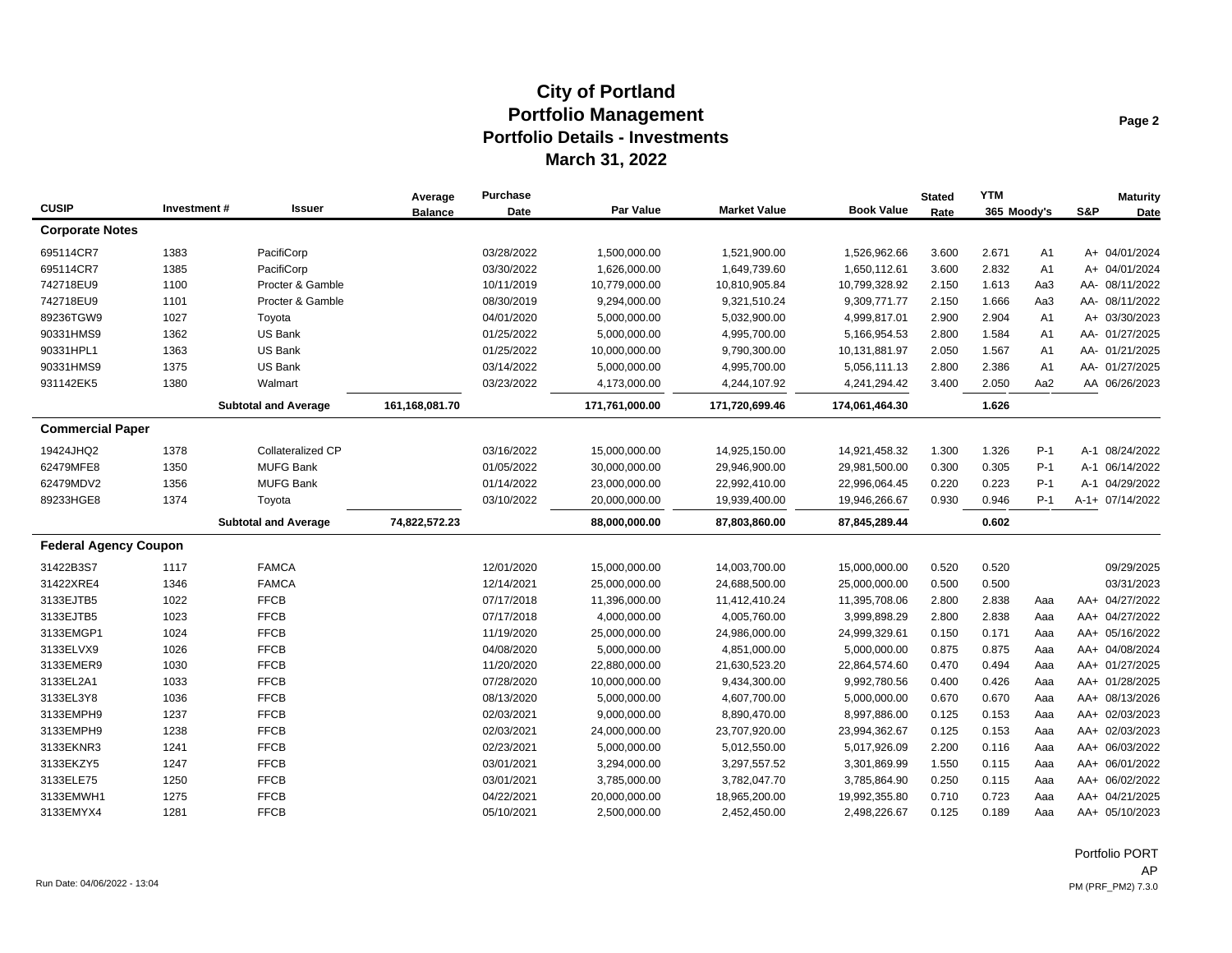# City of Portland
## Portfolio Management
## Portfolio Details - Investments
## March 31, 2022

| CUSIP | Investment # | Issuer | Average Balance | Purchase Date | Par Value | Market Value | Book Value | Stated Rate | YTM 365 | Moody's | S&P | Maturity Date |
|---|---|---|---|---|---|---|---|---|---|---|---|---|
| **Corporate Notes** | | | | | | | | | | | | |
| 695114CR7 | 1383 | PacifiCorp | | 03/28/2022 | 1,500,000.00 | 1,521,900.00 | 1,526,962.66 | 3.600 | 2.671 | A1 | A+ | 04/01/2024 |
| 695114CR7 | 1385 | PacifiCorp | | 03/30/2022 | 1,626,000.00 | 1,649,739.60 | 1,650,112.61 | 3.600 | 2.832 | A1 | A+ | 04/01/2024 |
| 742718EU9 | 1100 | Procter & Gamble | | 10/11/2019 | 10,779,000.00 | 10,810,905.84 | 10,799,328.92 | 2.150 | 1.613 | Aa3 | AA- | 08/11/2022 |
| 742718EU9 | 1101 | Procter & Gamble | | 08/30/2019 | 9,294,000.00 | 9,321,510.24 | 9,309,771.77 | 2.150 | 1.666 | Aa3 | AA- | 08/11/2022 |
| 89236TGW9 | 1027 | Toyota | | 04/01/2020 | 5,000,000.00 | 5,032,900.00 | 4,999,817.01 | 2.900 | 2.904 | A1 | A+ | 03/30/2023 |
| 90331HMS9 | 1362 | US Bank | | 01/25/2022 | 5,000,000.00 | 4,995,700.00 | 5,166,954.53 | 2.800 | 1.584 | A1 | AA- | 01/27/2025 |
| 90331HPL1 | 1363 | US Bank | | 01/25/2022 | 10,000,000.00 | 9,790,300.00 | 10,131,881.97 | 2.050 | 1.567 | A1 | AA- | 01/21/2025 |
| 90331HMS9 | 1375 | US Bank | | 03/14/2022 | 5,000,000.00 | 4,995,700.00 | 5,056,111.13 | 2.800 | 2.386 | A1 | AA- | 01/27/2025 |
| 931142EK5 | 1380 | Walmart | | 03/23/2022 | 4,173,000.00 | 4,244,107.92 | 4,241,294.42 | 3.400 | 2.050 | Aa2 | AA | 06/26/2023 |
| | | **Subtotal and Average** | **161,168,081.70** | | **171,761,000.00** | **171,720,699.46** | **174,061,464.30** | | **1.626** | | | |
| **Commercial Paper** | | | | | | | | | | | | |
| 19424JHQ2 | 1378 | Collateralized CP | | 03/16/2022 | 15,000,000.00 | 14,925,150.00 | 14,921,458.32 | 1.300 | 1.326 | P-1 | A-1 | 08/24/2022 |
| 62479MFE8 | 1350 | MUFG Bank | | 01/05/2022 | 30,000,000.00 | 29,946,900.00 | 29,981,500.00 | 0.300 | 0.305 | P-1 | A-1 | 06/14/2022 |
| 62479MDV2 | 1356 | MUFG Bank | | 01/14/2022 | 23,000,000.00 | 22,992,410.00 | 22,996,064.45 | 0.220 | 0.223 | P-1 | A-1 | 04/29/2022 |
| 89233HGE8 | 1374 | Toyota | | 03/10/2022 | 20,000,000.00 | 19,939,400.00 | 19,946,266.67 | 0.930 | 0.946 | P-1 | A-1+ | 07/14/2022 |
| | | **Subtotal and Average** | **74,822,572.23** | | **88,000,000.00** | **87,803,860.00** | **87,845,289.44** | | **0.602** | | | |
| **Federal Agency Coupon** | | | | | | | | | | | | |
| 31422B3S7 | 1117 | FAMCA | | 12/01/2020 | 15,000,000.00 | 14,003,700.00 | 15,000,000.00 | 0.520 | 0.520 | | | 09/29/2025 |
| 31422XRE4 | 1346 | FAMCA | | 12/14/2021 | 25,000,000.00 | 24,688,500.00 | 25,000,000.00 | 0.500 | 0.500 | | | 03/31/2023 |
| 3133EJTB5 | 1022 | FFCB | | 07/17/2018 | 11,396,000.00 | 11,412,410.24 | 11,395,708.06 | 2.800 | 2.838 | Aaa | AA+ | 04/27/2022 |
| 3133EJTB5 | 1023 | FFCB | | 07/17/2018 | 4,000,000.00 | 4,005,760.00 | 3,999,898.29 | 2.800 | 2.838 | Aaa | AA+ | 04/27/2022 |
| 3133EMGP1 | 1024 | FFCB | | 11/19/2020 | 25,000,000.00 | 24,986,000.00 | 24,999,329.61 | 0.150 | 0.171 | Aaa | AA+ | 05/16/2022 |
| 3133ELVX9 | 1026 | FFCB | | 04/08/2020 | 5,000,000.00 | 4,851,000.00 | 5,000,000.00 | 0.875 | 0.875 | Aaa | AA+ | 04/08/2024 |
| 3133EMER9 | 1030 | FFCB | | 11/20/2020 | 22,880,000.00 | 21,630,523.20 | 22,864,574.60 | 0.470 | 0.494 | Aaa | AA+ | 01/27/2025 |
| 3133EL2A1 | 1033 | FFCB | | 07/28/2020 | 10,000,000.00 | 9,434,300.00 | 9,992,780.56 | 0.400 | 0.426 | Aaa | AA+ | 01/28/2025 |
| 3133EL3Y8 | 1036 | FFCB | | 08/13/2020 | 5,000,000.00 | 4,607,700.00 | 5,000,000.00 | 0.670 | 0.670 | Aaa | AA+ | 08/13/2026 |
| 3133EMPH9 | 1237 | FFCB | | 02/03/2021 | 9,000,000.00 | 8,890,470.00 | 8,997,886.00 | 0.125 | 0.153 | Aaa | AA+ | 02/03/2023 |
| 3133EMPH9 | 1238 | FFCB | | 02/03/2021 | 24,000,000.00 | 23,707,920.00 | 23,994,362.67 | 0.125 | 0.153 | Aaa | AA+ | 02/03/2023 |
| 3133EKNR3 | 1241 | FFCB | | 02/23/2021 | 5,000,000.00 | 5,012,550.00 | 5,017,926.09 | 2.200 | 0.116 | Aaa | AA+ | 06/03/2022 |
| 3133EKZY5 | 1247 | FFCB | | 03/01/2021 | 3,294,000.00 | 3,297,557.52 | 3,301,869.99 | 1.550 | 0.115 | Aaa | AA+ | 06/01/2022 |
| 3133ELE75 | 1250 | FFCB | | 03/01/2021 | 3,785,000.00 | 3,782,047.70 | 3,785,864.90 | 0.250 | 0.115 | Aaa | AA+ | 06/02/2022 |
| 3133EMWH1 | 1275 | FFCB | | 04/22/2021 | 20,000,000.00 | 18,965,200.00 | 19,992,355.80 | 0.710 | 0.723 | Aaa | AA+ | 04/21/2025 |
| 3133EMYX4 | 1281 | FFCB | | 05/10/2021 | 2,500,000.00 | 2,452,450.00 | 2,498,226.67 | 0.125 | 0.189 | Aaa | AA+ | 05/10/2023 |

Portfolio PORT
AP

Run Date: 04/06/2022 - 13:04

PM (PRF_PM2) 7.3.0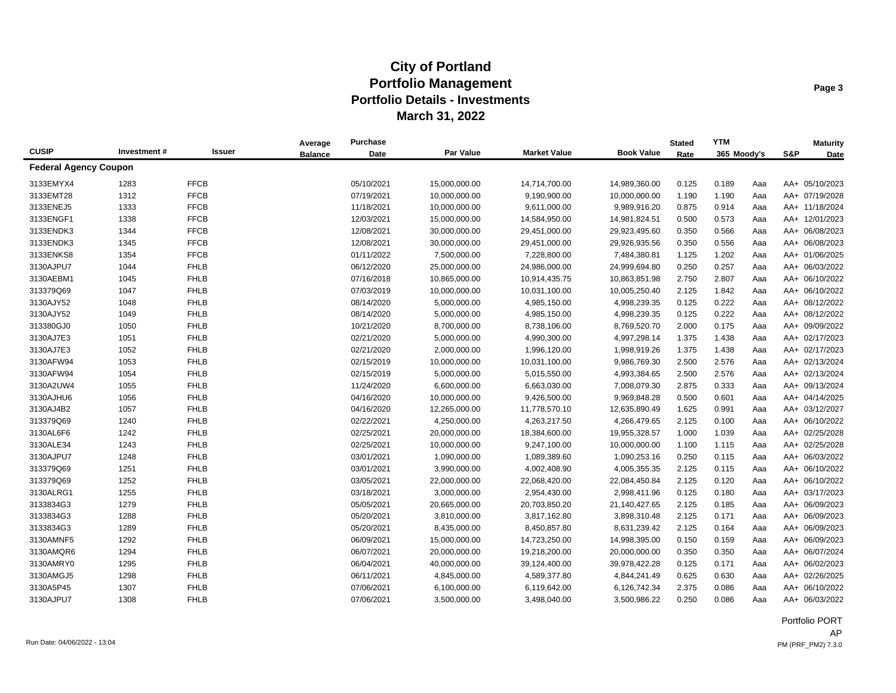# City of Portland
## Portfolio Management
## Portfolio Details - Investments
## March 31, 2022

| CUSIP | Investment # | Issuer | Average Balance | Purchase Date | Par Value | Market Value | Book Value | Stated Rate | YTM 365 | Moody's | S&P | Maturity Date |
|---|---|---|---|---|---|---|---|---|---|---|---|---|
| **Federal Agency Coupon** | | | | | | | | | | | | |
| 3133EMYX4 | 1283 | FFCB | | 05/10/2021 | 15,000,000.00 | 14,714,700.00 | 14,989,360.00 | 0.125 | 0.189 | Aaa | AA+ | 05/10/2023 |
| 3133EMT28 | 1312 | FFCB | | 07/19/2021 | 10,000,000.00 | 9,190,900.00 | 10,000,000.00 | 1.190 | 1.190 | Aaa | AA+ | 07/19/2028 |
| 3133ENEJ5 | 1333 | FFCB | | 11/18/2021 | 10,000,000.00 | 9,611,000.00 | 9,989,916.20 | 0.875 | 0.914 | Aaa | AA+ | 11/18/2024 |
| 3133ENGF1 | 1338 | FFCB | | 12/03/2021 | 15,000,000.00 | 14,584,950.00 | 14,981,824.51 | 0.500 | 0.573 | Aaa | AA+ | 12/01/2023 |
| 3133ENDK3 | 1344 | FFCB | | 12/08/2021 | 30,000,000.00 | 29,451,000.00 | 29,923,495.60 | 0.350 | 0.566 | Aaa | AA+ | 06/08/2023 |
| 3133ENDK3 | 1345 | FFCB | | 12/08/2021 | 30,000,000.00 | 29,451,000.00 | 29,926,935.56 | 0.350 | 0.556 | Aaa | AA+ | 06/08/2023 |
| 3133ENKS8 | 1354 | FFCB | | 01/11/2022 | 7,500,000.00 | 7,228,800.00 | 7,484,380.81 | 1.125 | 1.202 | Aaa | AA+ | 01/06/2025 |
| 3130AJPU7 | 1044 | FHLB | | 06/12/2020 | 25,000,000.00 | 24,986,000.00 | 24,999,694.80 | 0.250 | 0.257 | Aaa | AA+ | 06/03/2022 |
| 3130AEBM1 | 1045 | FHLB | | 07/16/2018 | 10,865,000.00 | 10,914,435.75 | 10,863,851.98 | 2.750 | 2.807 | Aaa | AA+ | 06/10/2022 |
| 313379Q69 | 1047 | FHLB | | 07/03/2019 | 10,000,000.00 | 10,031,100.00 | 10,005,250.40 | 2.125 | 1.842 | Aaa | AA+ | 06/10/2022 |
| 3130AJY52 | 1048 | FHLB | | 08/14/2020 | 5,000,000.00 | 4,985,150.00 | 4,998,239.35 | 0.125 | 0.222 | Aaa | AA+ | 08/12/2022 |
| 3130AJY52 | 1049 | FHLB | | 08/14/2020 | 5,000,000.00 | 4,985,150.00 | 4,998,239.35 | 0.125 | 0.222 | Aaa | AA+ | 08/12/2022 |
| 313380GJ0 | 1050 | FHLB | | 10/21/2020 | 8,700,000.00 | 8,738,106.00 | 8,769,520.70 | 2.000 | 0.175 | Aaa | AA+ | 09/09/2022 |
| 3130AJ7E3 | 1051 | FHLB | | 02/21/2020 | 5,000,000.00 | 4,990,300.00 | 4,997,298.14 | 1.375 | 1.438 | Aaa | AA+ | 02/17/2023 |
| 3130AJ7E3 | 1052 | FHLB | | 02/21/2020 | 2,000,000.00 | 1,996,120.00 | 1,998,919.26 | 1.375 | 1.438 | Aaa | AA+ | 02/17/2023 |
| 3130AFW94 | 1053 | FHLB | | 02/15/2019 | 10,000,000.00 | 10,031,100.00 | 9,986,769.30 | 2.500 | 2.576 | Aaa | AA+ | 02/13/2024 |
| 3130AFW94 | 1054 | FHLB | | 02/15/2019 | 5,000,000.00 | 5,015,550.00 | 4,993,384.65 | 2.500 | 2.576 | Aaa | AA+ | 02/13/2024 |
| 3130A2UW4 | 1055 | FHLB | | 11/24/2020 | 6,600,000.00 | 6,663,030.00 | 7,008,079.30 | 2.875 | 0.333 | Aaa | AA+ | 09/13/2024 |
| 3130AJHU6 | 1056 | FHLB | | 04/16/2020 | 10,000,000.00 | 9,426,500.00 | 9,969,848.28 | 0.500 | 0.601 | Aaa | AA+ | 04/14/2025 |
| 3130AJ4B2 | 1057 | FHLB | | 04/16/2020 | 12,265,000.00 | 11,778,570.10 | 12,635,890.49 | 1.625 | 0.991 | Aaa | AA+ | 03/12/2027 |
| 313379Q69 | 1240 | FHLB | | 02/22/2021 | 4,250,000.00 | 4,263,217.50 | 4,266,479.65 | 2.125 | 0.100 | Aaa | AA+ | 06/10/2022 |
| 3130AL6F6 | 1242 | FHLB | | 02/25/2021 | 20,000,000.00 | 18,384,600.00 | 19,955,328.57 | 1.000 | 1.039 | Aaa | AA+ | 02/25/2028 |
| 3130ALE34 | 1243 | FHLB | | 02/25/2021 | 10,000,000.00 | 9,247,100.00 | 10,000,000.00 | 1.100 | 1.115 | Aaa | AA+ | 02/25/2028 |
| 3130AJPU7 | 1248 | FHLB | | 03/01/2021 | 1,090,000.00 | 1,089,389.60 | 1,090,253.16 | 0.250 | 0.115 | Aaa | AA+ | 06/03/2022 |
| 313379Q69 | 1251 | FHLB | | 03/01/2021 | 3,990,000.00 | 4,002,408.90 | 4,005,355.35 | 2.125 | 0.115 | Aaa | AA+ | 06/10/2022 |
| 313379Q69 | 1252 | FHLB | | 03/05/2021 | 22,000,000.00 | 22,068,420.00 | 22,084,450.84 | 2.125 | 0.120 | Aaa | AA+ | 06/10/2022 |
| 3130ALRG1 | 1255 | FHLB | | 03/18/2021 | 3,000,000.00 | 2,954,430.00 | 2,998,411.96 | 0.125 | 0.180 | Aaa | AA+ | 03/17/2023 |
| 3133834G3 | 1279 | FHLB | | 05/05/2021 | 20,665,000.00 | 20,703,850.20 | 21,140,427.65 | 2.125 | 0.185 | Aaa | AA+ | 06/09/2023 |
| 3133834G3 | 1288 | FHLB | | 05/20/2021 | 3,810,000.00 | 3,817,162.80 | 3,898,310.48 | 2.125 | 0.171 | Aaa | AA+ | 06/09/2023 |
| 3133834G3 | 1289 | FHLB | | 05/20/2021 | 8,435,000.00 | 8,450,857.80 | 8,631,239.42 | 2.125 | 0.164 | Aaa | AA+ | 06/09/2023 |
| 3130AMNF5 | 1292 | FHLB | | 06/09/2021 | 15,000,000.00 | 14,723,250.00 | 14,998,395.00 | 0.150 | 0.159 | Aaa | AA+ | 06/09/2023 |
| 3130AMQR6 | 1294 | FHLB | | 06/07/2021 | 20,000,000.00 | 19,218,200.00 | 20,000,000.00 | 0.350 | 0.350 | Aaa | AA+ | 06/07/2024 |
| 3130AMRY0 | 1295 | FHLB | | 06/04/2021 | 40,000,000.00 | 39,124,400.00 | 39,978,422.28 | 0.125 | 0.171 | Aaa | AA+ | 06/02/2023 |
| 3130AMGJ5 | 1298 | FHLB | | 06/11/2021 | 4,845,000.00 | 4,589,377.80 | 4,844,241.49 | 0.625 | 0.630 | Aaa | AA+ | 02/26/2025 |
| 3130A5P45 | 1307 | FHLB | | 07/06/2021 | 6,100,000.00 | 6,119,642.00 | 6,126,742.34 | 2.375 | 0.086 | Aaa | AA+ | 06/10/2022 |
| 3130AJPU7 | 1308 | FHLB | | 07/06/2021 | 3,500,000.00 | 3,498,040.00 | 3,500,986.22 | 0.250 | 0.086 | Aaa | AA+ | 06/03/2022 |

Portfolio PORT
AP

Run Date: 04/06/2022 - 13:04

PM (PRF_PM2) 7.3.0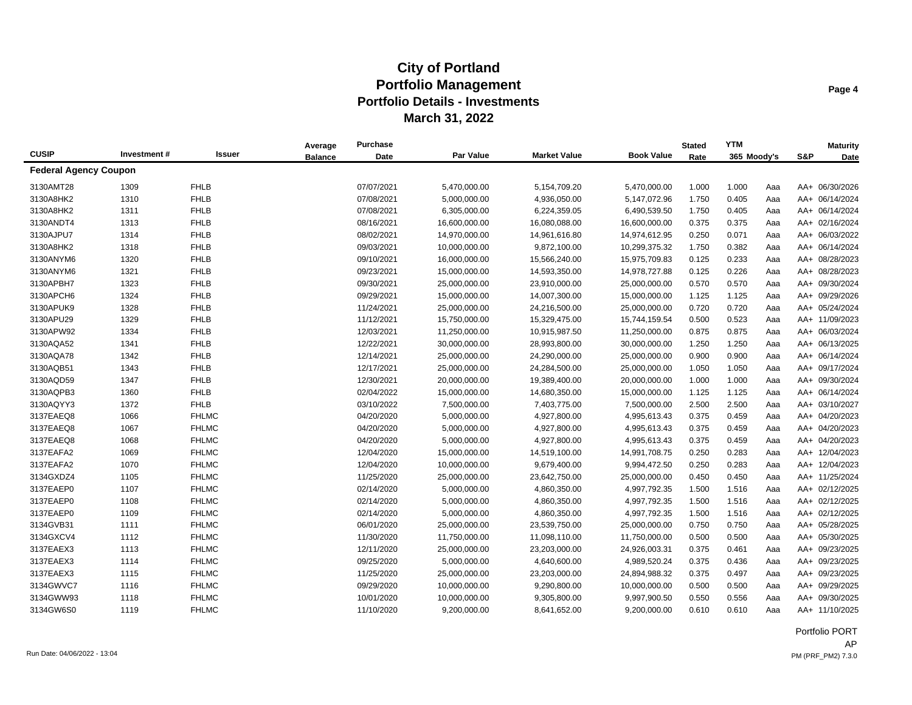# City of Portland
## Portfolio Management
## Portfolio Details - Investments
## March 31, 2022

| CUSIP | Investment # | Issuer | Average Balance | Purchase Date | Par Value | Market Value | Book Value | Stated Rate | YTM 365 | Moody's | S&P | Maturity Date |
|---|---|---|---|---|---|---|---|---|---|---|---|---|
| **Federal Agency Coupon** | | | | | | | | | | | | |
| 3130AMT28 | 1309 | FHLB | | 07/07/2021 | 5,470,000.00 | 5,154,709.20 | 5,470,000.00 | 1.000 | 1.000 | Aaa | AA+ | 06/30/2026 |
| 3130A8HK2 | 1310 | FHLB | | 07/08/2021 | 5,000,000.00 | 4,936,050.00 | 5,147,072.96 | 1.750 | 0.405 | Aaa | AA+ | 06/14/2024 |
| 3130A8HK2 | 1311 | FHLB | | 07/08/2021 | 6,305,000.00 | 6,224,359.05 | 6,490,539.50 | 1.750 | 0.405 | Aaa | AA+ | 06/14/2024 |
| 3130ANDT4 | 1313 | FHLB | | 08/16/2021 | 16,600,000.00 | 16,080,088.00 | 16,600,000.00 | 0.375 | 0.375 | Aaa | AA+ | 02/16/2024 |
| 3130AJPU7 | 1314 | FHLB | | 08/02/2021 | 14,970,000.00 | 14,961,616.80 | 14,974,612.95 | 0.250 | 0.071 | Aaa | AA+ | 06/03/2022 |
| 3130A8HK2 | 1318 | FHLB | | 09/03/2021 | 10,000,000.00 | 9,872,100.00 | 10,299,375.32 | 1.750 | 0.382 | Aaa | AA+ | 06/14/2024 |
| 3130ANYM6 | 1320 | FHLB | | 09/10/2021 | 16,000,000.00 | 15,566,240.00 | 15,975,709.83 | 0.125 | 0.233 | Aaa | AA+ | 08/28/2023 |
| 3130ANYM6 | 1321 | FHLB | | 09/23/2021 | 15,000,000.00 | 14,593,350.00 | 14,978,727.88 | 0.125 | 0.226 | Aaa | AA+ | 08/28/2023 |
| 3130APBH7 | 1323 | FHLB | | 09/30/2021 | 25,000,000.00 | 23,910,000.00 | 25,000,000.00 | 0.570 | 0.570 | Aaa | AA+ | 09/30/2024 |
| 3130APCH6 | 1324 | FHLB | | 09/29/2021 | 15,000,000.00 | 14,007,300.00 | 15,000,000.00 | 1.125 | 1.125 | Aaa | AA+ | 09/29/2026 |
| 3130APUK9 | 1328 | FHLB | | 11/24/2021 | 25,000,000.00 | 24,216,500.00 | 25,000,000.00 | 0.720 | 0.720 | Aaa | AA+ | 05/24/2024 |
| 3130APU29 | 1329 | FHLB | | 11/12/2021 | 15,750,000.00 | 15,329,475.00 | 15,744,159.54 | 0.500 | 0.523 | Aaa | AA+ | 11/09/2023 |
| 3130APW92 | 1334 | FHLB | | 12/03/2021 | 11,250,000.00 | 10,915,987.50 | 11,250,000.00 | 0.875 | 0.875 | Aaa | AA+ | 06/03/2024 |
| 3130AQA52 | 1341 | FHLB | | 12/22/2021 | 30,000,000.00 | 28,993,800.00 | 30,000,000.00 | 1.250 | 1.250 | Aaa | AA+ | 06/13/2025 |
| 3130AQA78 | 1342 | FHLB | | 12/14/2021 | 25,000,000.00 | 24,290,000.00 | 25,000,000.00 | 0.900 | 0.900 | Aaa | AA+ | 06/14/2024 |
| 3130AQB51 | 1343 | FHLB | | 12/17/2021 | 25,000,000.00 | 24,284,500.00 | 25,000,000.00 | 1.050 | 1.050 | Aaa | AA+ | 09/17/2024 |
| 3130AQD59 | 1347 | FHLB | | 12/30/2021 | 20,000,000.00 | 19,389,400.00 | 20,000,000.00 | 1.000 | 1.000 | Aaa | AA+ | 09/30/2024 |
| 3130AQPB3 | 1360 | FHLB | | 02/04/2022 | 15,000,000.00 | 14,680,350.00 | 15,000,000.00 | 1.125 | 1.125 | Aaa | AA+ | 06/14/2024 |
| 3130AQYY3 | 1372 | FHLB | | 03/10/2022 | 7,500,000.00 | 7,403,775.00 | 7,500,000.00 | 2.500 | 2.500 | Aaa | AA+ | 03/10/2027 |
| 3137EAEQ8 | 1066 | FHLMC | | 04/20/2020 | 5,000,000.00 | 4,927,800.00 | 4,995,613.43 | 0.375 | 0.459 | Aaa | AA+ | 04/20/2023 |
| 3137EAEQ8 | 1067 | FHLMC | | 04/20/2020 | 5,000,000.00 | 4,927,800.00 | 4,995,613.43 | 0.375 | 0.459 | Aaa | AA+ | 04/20/2023 |
| 3137EAEQ8 | 1068 | FHLMC | | 04/20/2020 | 5,000,000.00 | 4,927,800.00 | 4,995,613.43 | 0.375 | 0.459 | Aaa | AA+ | 04/20/2023 |
| 3137EAFA2 | 1069 | FHLMC | | 12/04/2020 | 15,000,000.00 | 14,519,100.00 | 14,991,708.75 | 0.250 | 0.283 | Aaa | AA+ | 12/04/2023 |
| 3137EAFA2 | 1070 | FHLMC | | 12/04/2020 | 10,000,000.00 | 9,679,400.00 | 9,994,472.50 | 0.250 | 0.283 | Aaa | AA+ | 12/04/2023 |
| 3134GXDZ4 | 1105 | FHLMC | | 11/25/2020 | 25,000,000.00 | 23,642,750.00 | 25,000,000.00 | 0.450 | 0.450 | Aaa | AA+ | 11/25/2024 |
| 3137EAEP0 | 1107 | FHLMC | | 02/14/2020 | 5,000,000.00 | 4,860,350.00 | 4,997,792.35 | 1.500 | 1.516 | Aaa | AA+ | 02/12/2025 |
| 3137EAEP0 | 1108 | FHLMC | | 02/14/2020 | 5,000,000.00 | 4,860,350.00 | 4,997,792.35 | 1.500 | 1.516 | Aaa | AA+ | 02/12/2025 |
| 3137EAEP0 | 1109 | FHLMC | | 02/14/2020 | 5,000,000.00 | 4,860,350.00 | 4,997,792.35 | 1.500 | 1.516 | Aaa | AA+ | 02/12/2025 |
| 3134GVB31 | 1111 | FHLMC | | 06/01/2020 | 25,000,000.00 | 23,539,750.00 | 25,000,000.00 | 0.750 | 0.750 | Aaa | AA+ | 05/28/2025 |
| 3134GXCV4 | 1112 | FHLMC | | 11/30/2020 | 11,750,000.00 | 11,098,110.00 | 11,750,000.00 | 0.500 | 0.500 | Aaa | AA+ | 05/30/2025 |
| 3137EAEX3 | 1113 | FHLMC | | 12/11/2020 | 25,000,000.00 | 23,203,000.00 | 24,926,003.31 | 0.375 | 0.461 | Aaa | AA+ | 09/23/2025 |
| 3137EAEX3 | 1114 | FHLMC | | 09/25/2020 | 5,000,000.00 | 4,640,600.00 | 4,989,520.24 | 0.375 | 0.436 | Aaa | AA+ | 09/23/2025 |
| 3137EAEX3 | 1115 | FHLMC | | 11/25/2020 | 25,000,000.00 | 23,203,000.00 | 24,894,988.32 | 0.375 | 0.497 | Aaa | AA+ | 09/23/2025 |
| 3134GWVC7 | 1116 | FHLMC | | 09/29/2020 | 10,000,000.00 | 9,290,800.00 | 10,000,000.00 | 0.500 | 0.500 | Aaa | AA+ | 09/29/2025 |
| 3134GWW93 | 1118 | FHLMC | | 10/01/2020 | 10,000,000.00 | 9,305,800.00 | 9,997,900.50 | 0.550 | 0.556 | Aaa | AA+ | 09/30/2025 |
| 3134GW6S0 | 1119 | FHLMC | | 11/10/2020 | 9,200,000.00 | 8,641,652.00 | 9,200,000.00 | 0.610 | 0.610 | Aaa | AA+ | 11/10/2025 |

Portfolio PORT
AP

Run Date: 04/06/2022 - 13:04

PM (PRF_PM2) 7.3.0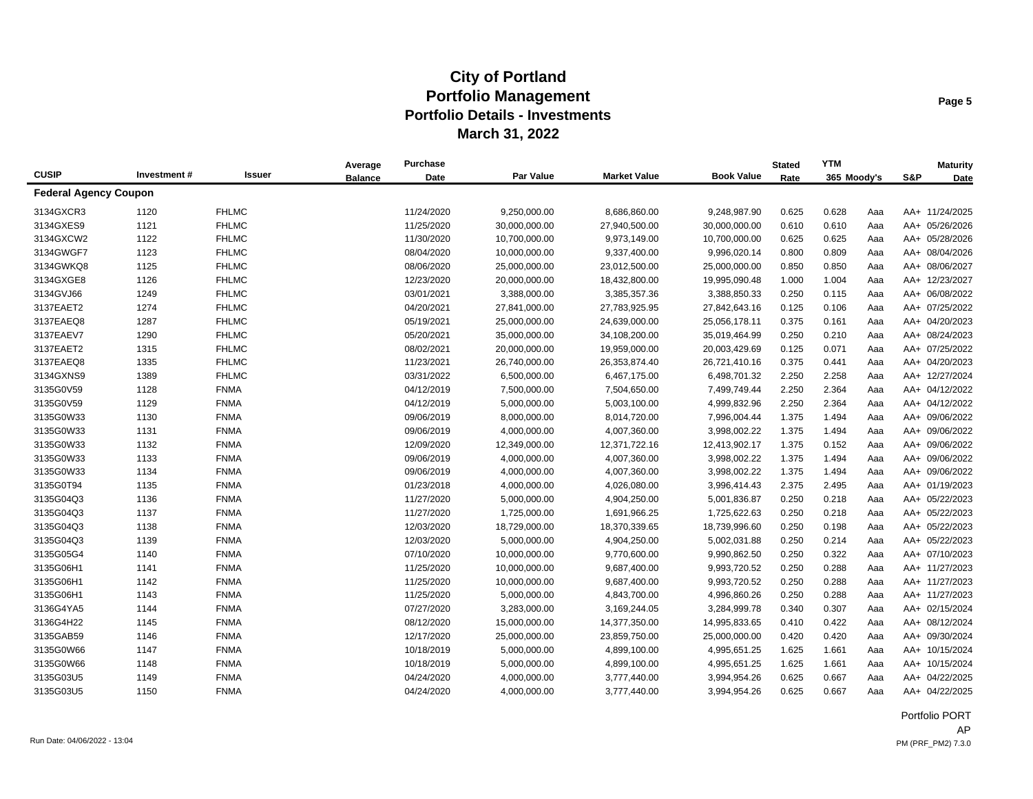# City of Portland
## Portfolio Management
## Portfolio Details - Investments
## March 31, 2022

| CUSIP | Investment # | Issuer | Average Balance | Purchase Date | Par Value | Market Value | Book Value | Stated Rate | YTM 365 | Moody's | S&P | Maturity Date |
|---|---|---|---|---|---|---|---|---|---|---|---|---|
| **Federal Agency Coupon** | | | | | | | | | | | | |
| 3134GXCR3 | 1120 | FHLMC | | 11/24/2020 | 9,250,000.00 | 8,686,860.00 | 9,248,987.90 | 0.625 | 0.628 | Aaa | AA+ | 11/24/2025 |
| 3134GXES9 | 1121 | FHLMC | | 11/25/2020 | 30,000,000.00 | 27,940,500.00 | 30,000,000.00 | 0.610 | 0.610 | Aaa | AA+ | 05/26/2026 |
| 3134GXCW2 | 1122 | FHLMC | | 11/30/2020 | 10,700,000.00 | 9,973,149.00 | 10,700,000.00 | 0.625 | 0.625 | Aaa | AA+ | 05/28/2026 |
| 3134GWGF7 | 1123 | FHLMC | | 08/04/2020 | 10,000,000.00 | 9,337,400.00 | 9,996,020.14 | 0.800 | 0.809 | Aaa | AA+ | 08/04/2026 |
| 3134GWKQ8 | 1125 | FHLMC | | 08/06/2020 | 25,000,000.00 | 23,012,500.00 | 25,000,000.00 | 0.850 | 0.850 | Aaa | AA+ | 08/06/2027 |
| 3134GXGE8 | 1126 | FHLMC | | 12/23/2020 | 20,000,000.00 | 18,432,800.00 | 19,995,090.48 | 1.000 | 1.004 | Aaa | AA+ | 12/23/2027 |
| 3134GVJ66 | 1249 | FHLMC | | 03/01/2021 | 3,388,000.00 | 3,385,357.36 | 3,388,850.33 | 0.250 | 0.115 | Aaa | AA+ | 06/08/2022 |
| 3137EAET2 | 1274 | FHLMC | | 04/20/2021 | 27,841,000.00 | 27,783,925.95 | 27,842,643.16 | 0.125 | 0.106 | Aaa | AA+ | 07/25/2022 |
| 3137EAEQ8 | 1287 | FHLMC | | 05/19/2021 | 25,000,000.00 | 24,639,000.00 | 25,056,178.11 | 0.375 | 0.161 | Aaa | AA+ | 04/20/2023 |
| 3137EAEV7 | 1290 | FHLMC | | 05/20/2021 | 35,000,000.00 | 34,108,200.00 | 35,019,464.99 | 0.250 | 0.210 | Aaa | AA+ | 08/24/2023 |
| 3137EAET2 | 1315 | FHLMC | | 08/02/2021 | 20,000,000.00 | 19,959,000.00 | 20,003,429.69 | 0.125 | 0.071 | Aaa | AA+ | 07/25/2022 |
| 3137EAEQ8 | 1335 | FHLMC | | 11/23/2021 | 26,740,000.00 | 26,353,874.40 | 26,721,410.16 | 0.375 | 0.441 | Aaa | AA+ | 04/20/2023 |
| 3134GXNS9 | 1389 | FHLMC | | 03/31/2022 | 6,500,000.00 | 6,467,175.00 | 6,498,701.32 | 2.250 | 2.258 | Aaa | AA+ | 12/27/2024 |
| 3135G0V59 | 1128 | FNMA | | 04/12/2019 | 7,500,000.00 | 7,504,650.00 | 7,499,749.44 | 2.250 | 2.364 | Aaa | AA+ | 04/12/2022 |
| 3135G0V59 | 1129 | FNMA | | 04/12/2019 | 5,000,000.00 | 5,003,100.00 | 4,999,832.96 | 2.250 | 2.364 | Aaa | AA+ | 04/12/2022 |
| 3135G0W33 | 1130 | FNMA | | 09/06/2019 | 8,000,000.00 | 8,014,720.00 | 7,996,004.44 | 1.375 | 1.494 | Aaa | AA+ | 09/06/2022 |
| 3135G0W33 | 1131 | FNMA | | 09/06/2019 | 4,000,000.00 | 4,007,360.00 | 3,998,002.22 | 1.375 | 1.494 | Aaa | AA+ | 09/06/2022 |
| 3135G0W33 | 1132 | FNMA | | 12/09/2020 | 12,349,000.00 | 12,371,722.16 | 12,413,902.17 | 1.375 | 0.152 | Aaa | AA+ | 09/06/2022 |
| 3135G0W33 | 1133 | FNMA | | 09/06/2019 | 4,000,000.00 | 4,007,360.00 | 3,998,002.22 | 1.375 | 1.494 | Aaa | AA+ | 09/06/2022 |
| 3135G0W33 | 1134 | FNMA | | 09/06/2019 | 4,000,000.00 | 4,007,360.00 | 3,998,002.22 | 1.375 | 1.494 | Aaa | AA+ | 09/06/2022 |
| 3135G0T94 | 1135 | FNMA | | 01/23/2018 | 4,000,000.00 | 4,026,080.00 | 3,996,414.43 | 2.375 | 2.495 | Aaa | AA+ | 01/19/2023 |
| 3135G04Q3 | 1136 | FNMA | | 11/27/2020 | 5,000,000.00 | 4,904,250.00 | 5,001,836.87 | 0.250 | 0.218 | Aaa | AA+ | 05/22/2023 |
| 3135G04Q3 | 1137 | FNMA | | 11/27/2020 | 1,725,000.00 | 1,691,966.25 | 1,725,622.63 | 0.250 | 0.218 | Aaa | AA+ | 05/22/2023 |
| 3135G04Q3 | 1138 | FNMA | | 12/03/2020 | 18,729,000.00 | 18,370,339.65 | 18,739,996.60 | 0.250 | 0.198 | Aaa | AA+ | 05/22/2023 |
| 3135G04Q3 | 1139 | FNMA | | 12/03/2020 | 5,000,000.00 | 4,904,250.00 | 5,002,031.88 | 0.250 | 0.214 | Aaa | AA+ | 05/22/2023 |
| 3135G05G4 | 1140 | FNMA | | 07/10/2020 | 10,000,000.00 | 9,770,600.00 | 9,990,862.50 | 0.250 | 0.322 | Aaa | AA+ | 07/10/2023 |
| 3135G06H1 | 1141 | FNMA | | 11/25/2020 | 10,000,000.00 | 9,687,400.00 | 9,993,720.52 | 0.250 | 0.288 | Aaa | AA+ | 11/27/2023 |
| 3135G06H1 | 1142 | FNMA | | 11/25/2020 | 10,000,000.00 | 9,687,400.00 | 9,993,720.52 | 0.250 | 0.288 | Aaa | AA+ | 11/27/2023 |
| 3135G06H1 | 1143 | FNMA | | 11/25/2020 | 5,000,000.00 | 4,843,700.00 | 4,996,860.26 | 0.250 | 0.288 | Aaa | AA+ | 11/27/2023 |
| 3136G4YA5 | 1144 | FNMA | | 07/27/2020 | 3,283,000.00 | 3,169,244.05 | 3,284,999.78 | 0.340 | 0.307 | Aaa | AA+ | 02/15/2024 |
| 3136G4H22 | 1145 | FNMA | | 08/12/2020 | 15,000,000.00 | 14,377,350.00 | 14,995,833.65 | 0.410 | 0.422 | Aaa | AA+ | 08/12/2024 |
| 3135GAB59 | 1146 | FNMA | | 12/17/2020 | 25,000,000.00 | 23,859,750.00 | 25,000,000.00 | 0.420 | 0.420 | Aaa | AA+ | 09/30/2024 |
| 3135G0W66 | 1147 | FNMA | | 10/18/2019 | 5,000,000.00 | 4,899,100.00 | 4,995,651.25 | 1.625 | 1.661 | Aaa | AA+ | 10/15/2024 |
| 3135G0W66 | 1148 | FNMA | | 10/18/2019 | 5,000,000.00 | 4,899,100.00 | 4,995,651.25 | 1.625 | 1.661 | Aaa | AA+ | 10/15/2024 |
| 3135G03U5 | 1149 | FNMA | | 04/24/2020 | 4,000,000.00 | 3,777,440.00 | 3,994,954.26 | 0.625 | 0.667 | Aaa | AA+ | 04/22/2025 |
| 3135G03U5 | 1150 | FNMA | | 04/24/2020 | 4,000,000.00 | 3,777,440.00 | 3,994,954.26 | 0.625 | 0.667 | Aaa | AA+ | 04/22/2025 |

Portfolio PORT
AP

Run Date: 04/06/2022 - 13:04

PM (PRF_PM2) 7.3.0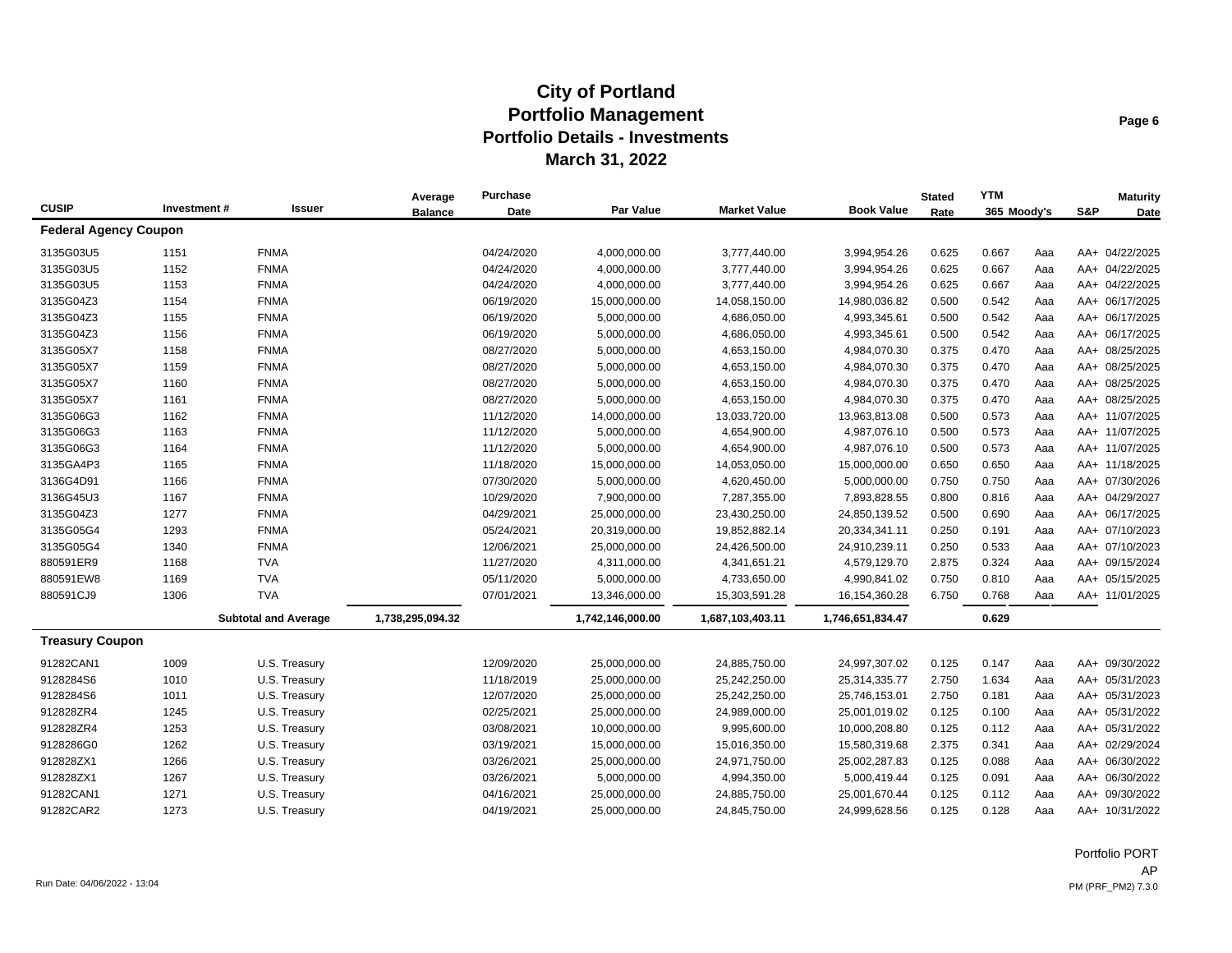# City of Portland
## Portfolio Management
## Portfolio Details - Investments
## March 31, 2022

| CUSIP | Investment # | Issuer | Average Balance | Purchase Date | Par Value | Market Value | Book Value | Stated Rate | YTM 365 | Moody's | S&P | Maturity Date |
|---|---|---|---|---|---|---|---|---|---|---|---|---|
| **Federal Agency Coupon** | | | | | | | | | | | | |
| 3135G03U5 | 1151 | FNMA | | 04/24/2020 | 4,000,000.00 | 3,777,440.00 | 3,994,954.26 | 0.625 | 0.667 | Aaa | AA+ | 04/22/2025 |
| 3135G03U5 | 1152 | FNMA | | 04/24/2020 | 4,000,000.00 | 3,777,440.00 | 3,994,954.26 | 0.625 | 0.667 | Aaa | AA+ | 04/22/2025 |
| 3135G03U5 | 1153 | FNMA | | 04/24/2020 | 4,000,000.00 | 3,777,440.00 | 3,994,954.26 | 0.625 | 0.667 | Aaa | AA+ | 04/22/2025 |
| 3135G04Z3 | 1154 | FNMA | | 06/19/2020 | 15,000,000.00 | 14,058,150.00 | 14,980,036.82 | 0.500 | 0.542 | Aaa | AA+ | 06/17/2025 |
| 3135G04Z3 | 1155 | FNMA | | 06/19/2020 | 5,000,000.00 | 4,686,050.00 | 4,993,345.61 | 0.500 | 0.542 | Aaa | AA+ | 06/17/2025 |
| 3135G04Z3 | 1156 | FNMA | | 06/19/2020 | 5,000,000.00 | 4,686,050.00 | 4,993,345.61 | 0.500 | 0.542 | Aaa | AA+ | 06/17/2025 |
| 3135G05X7 | 1158 | FNMA | | 08/27/2020 | 5,000,000.00 | 4,653,150.00 | 4,984,070.30 | 0.375 | 0.470 | Aaa | AA+ | 08/25/2025 |
| 3135G05X7 | 1159 | FNMA | | 08/27/2020 | 5,000,000.00 | 4,653,150.00 | 4,984,070.30 | 0.375 | 0.470 | Aaa | AA+ | 08/25/2025 |
| 3135G05X7 | 1160 | FNMA | | 08/27/2020 | 5,000,000.00 | 4,653,150.00 | 4,984,070.30 | 0.375 | 0.470 | Aaa | AA+ | 08/25/2025 |
| 3135G05X7 | 1161 | FNMA | | 08/27/2020 | 5,000,000.00 | 4,653,150.00 | 4,984,070.30 | 0.375 | 0.470 | Aaa | AA+ | 08/25/2025 |
| 3135G06G3 | 1162 | FNMA | | 11/12/2020 | 14,000,000.00 | 13,033,720.00 | 13,963,813.08 | 0.500 | 0.573 | Aaa | AA+ | 11/07/2025 |
| 3135G06G3 | 1163 | FNMA | | 11/12/2020 | 5,000,000.00 | 4,654,900.00 | 4,987,076.10 | 0.500 | 0.573 | Aaa | AA+ | 11/07/2025 |
| 3135G06G3 | 1164 | FNMA | | 11/12/2020 | 5,000,000.00 | 4,654,900.00 | 4,987,076.10 | 0.500 | 0.573 | Aaa | AA+ | 11/07/2025 |
| 3135GA4P3 | 1165 | FNMA | | 11/18/2020 | 15,000,000.00 | 14,053,050.00 | 15,000,000.00 | 0.650 | 0.650 | Aaa | AA+ | 11/18/2025 |
| 3136G4D91 | 1166 | FNMA | | 07/30/2020 | 5,000,000.00 | 4,620,450.00 | 5,000,000.00 | 0.750 | 0.750 | Aaa | AA+ | 07/30/2026 |
| 3136G45U3 | 1167 | FNMA | | 10/29/2020 | 7,900,000.00 | 7,287,355.00 | 7,893,828.55 | 0.800 | 0.816 | Aaa | AA+ | 04/29/2027 |
| 3135G04Z3 | 1277 | FNMA | | 04/29/2021 | 25,000,000.00 | 23,430,250.00 | 24,850,139.52 | 0.500 | 0.690 | Aaa | AA+ | 06/17/2025 |
| 3135G05G4 | 1293 | FNMA | | 05/24/2021 | 20,319,000.00 | 19,852,882.14 | 20,334,341.11 | 0.250 | 0.191 | Aaa | AA+ | 07/10/2023 |
| 3135G05G4 | 1340 | FNMA | | 12/06/2021 | 25,000,000.00 | 24,426,500.00 | 24,910,239.11 | 0.250 | 0.533 | Aaa | AA+ | 07/10/2023 |
| 880591ER9 | 1168 | TVA | | 11/27/2020 | 4,311,000.00 | 4,341,651.21 | 4,579,129.70 | 2.875 | 0.324 | Aaa | AA+ | 09/15/2024 |
| 880591EW8 | 1169 | TVA | | 05/11/2020 | 5,000,000.00 | 4,733,650.00 | 4,990,841.02 | 0.750 | 0.810 | Aaa | AA+ | 05/15/2025 |
| 880591CJ9 | 1306 | TVA | | 07/01/2021 | 13,346,000.00 | 15,303,591.28 | 16,154,360.28 | 6.750 | 0.768 | Aaa | AA+ | 11/01/2025 |
| | | **Subtotal and Average** | **1,738,295,094.32** | | **1,742,146,000.00** | **1,687,103,403.11** | **1,746,651,834.47** | | **0.629** | | | |
| **Treasury Coupon** | | | | | | | | | | | | |
| 91282CAN1 | 1009 | U.S. Treasury | | 12/09/2020 | 25,000,000.00 | 24,885,750.00 | 24,997,307.02 | 0.125 | 0.147 | Aaa | AA+ | 09/30/2022 |
| 9128284S6 | 1010 | U.S. Treasury | | 11/18/2019 | 25,000,000.00 | 25,242,250.00 | 25,314,335.77 | 2.750 | 1.634 | Aaa | AA+ | 05/31/2023 |
| 9128284S6 | 1011 | U.S. Treasury | | 12/07/2020 | 25,000,000.00 | 25,242,250.00 | 25,746,153.01 | 2.750 | 0.181 | Aaa | AA+ | 05/31/2023 |
| 912828ZR4 | 1245 | U.S. Treasury | | 02/25/2021 | 25,000,000.00 | 24,989,000.00 | 25,001,019.02 | 0.125 | 0.100 | Aaa | AA+ | 05/31/2022 |
| 912828ZR4 | 1253 | U.S. Treasury | | 03/08/2021 | 10,000,000.00 | 9,995,600.00 | 10,000,208.80 | 0.125 | 0.112 | Aaa | AA+ | 05/31/2022 |
| 9128286G0 | 1262 | U.S. Treasury | | 03/19/2021 | 15,000,000.00 | 15,016,350.00 | 15,580,319.68 | 2.375 | 0.341 | Aaa | AA+ | 02/29/2024 |
| 912828ZX1 | 1266 | U.S. Treasury | | 03/26/2021 | 25,000,000.00 | 24,971,750.00 | 25,002,287.83 | 0.125 | 0.088 | Aaa | AA+ | 06/30/2022 |
| 912828ZX1 | 1267 | U.S. Treasury | | 03/26/2021 | 5,000,000.00 | 4,994,350.00 | 5,000,419.44 | 0.125 | 0.091 | Aaa | AA+ | 06/30/2022 |
| 91282CAN1 | 1271 | U.S. Treasury | | 04/16/2021 | 25,000,000.00 | 24,885,750.00 | 25,001,670.44 | 0.125 | 0.112 | Aaa | AA+ | 09/30/2022 |
| 91282CAR2 | 1273 | U.S. Treasury | | 04/19/2021 | 25,000,000.00 | 24,845,750.00 | 24,999,628.56 | 0.125 | 0.128 | Aaa | AA+ | 10/31/2022 |

Run Date: 04/06/2022 - 13:04

Portfolio PORT
AP
PM (PRF_PM2) 7.3.0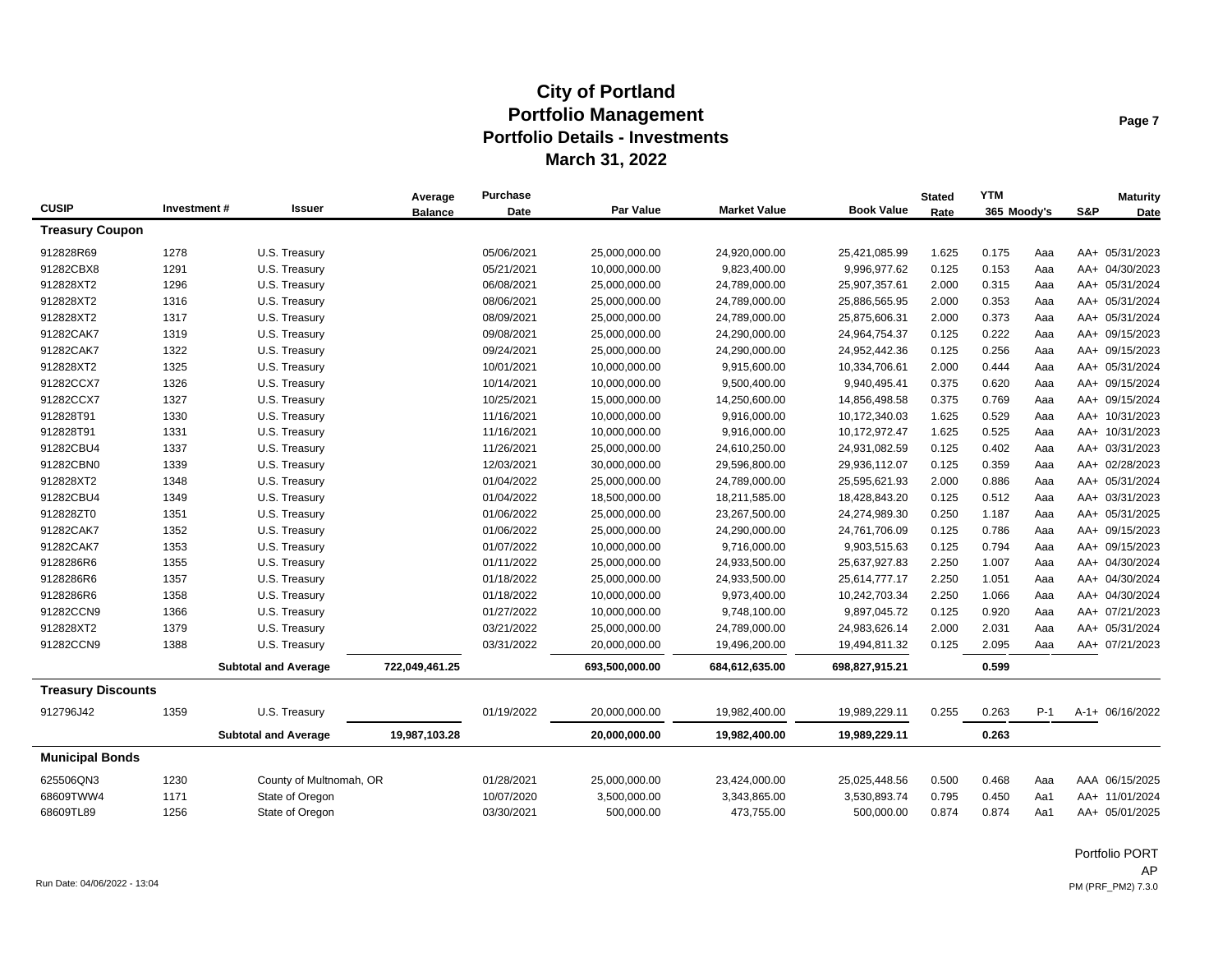# City of Portland
## Portfolio Management
## Portfolio Details - Investments
## March 31, 2022

| CUSIP | Investment # | Issuer | Average Balance | Purchase Date | Par Value | Market Value | Book Value | Stated Rate | YTM 365 | Moody's | S&P | Maturity Date |
|---|---|---|---|---|---|---|---|---|---|---|---|---|
| **Treasury Coupon** | | | | | | | | | | | | |
| 912828R69 | 1278 | U.S. Treasury | | 05/06/2021 | 25,000,000.00 | 24,920,000.00 | 25,421,085.99 | 1.625 | 0.175 | Aaa | AA+ | 05/31/2023 |
| 91282CBX8 | 1291 | U.S. Treasury | | 05/21/2021 | 10,000,000.00 | 9,823,400.00 | 9,996,977.62 | 0.125 | 0.153 | Aaa | AA+ | 04/30/2023 |
| 912828XT2 | 1296 | U.S. Treasury | | 06/08/2021 | 25,000,000.00 | 24,789,000.00 | 25,907,357.61 | 2.000 | 0.315 | Aaa | AA+ | 05/31/2024 |
| 912828XT2 | 1316 | U.S. Treasury | | 08/06/2021 | 25,000,000.00 | 24,789,000.00 | 25,886,565.95 | 2.000 | 0.353 | Aaa | AA+ | 05/31/2024 |
| 912828XT2 | 1317 | U.S. Treasury | | 08/09/2021 | 25,000,000.00 | 24,789,000.00 | 25,875,606.31 | 2.000 | 0.373 | Aaa | AA+ | 05/31/2024 |
| 91282CAK7 | 1319 | U.S. Treasury | | 09/08/2021 | 25,000,000.00 | 24,290,000.00 | 24,964,754.37 | 0.125 | 0.222 | Aaa | AA+ | 09/15/2023 |
| 91282CAK7 | 1322 | U.S. Treasury | | 09/24/2021 | 25,000,000.00 | 24,290,000.00 | 24,952,442.36 | 0.125 | 0.256 | Aaa | AA+ | 09/15/2023 |
| 912828XT2 | 1325 | U.S. Treasury | | 10/01/2021 | 10,000,000.00 | 9,915,600.00 | 10,334,706.61 | 2.000 | 0.444 | Aaa | AA+ | 05/31/2024 |
| 91282CCX7 | 1326 | U.S. Treasury | | 10/14/2021 | 10,000,000.00 | 9,500,400.00 | 9,940,495.41 | 0.375 | 0.620 | Aaa | AA+ | 09/15/2024 |
| 91282CCX7 | 1327 | U.S. Treasury | | 10/25/2021 | 15,000,000.00 | 14,250,600.00 | 14,856,498.58 | 0.375 | 0.769 | Aaa | AA+ | 09/15/2024 |
| 912828T91 | 1330 | U.S. Treasury | | 11/16/2021 | 10,000,000.00 | 9,916,000.00 | 10,172,340.03 | 1.625 | 0.529 | Aaa | AA+ | 10/31/2023 |
| 912828T91 | 1331 | U.S. Treasury | | 11/16/2021 | 10,000,000.00 | 9,916,000.00 | 10,172,972.47 | 1.625 | 0.525 | Aaa | AA+ | 10/31/2023 |
| 91282CBU4 | 1337 | U.S. Treasury | | 11/26/2021 | 25,000,000.00 | 24,610,250.00 | 24,931,082.59 | 0.125 | 0.402 | Aaa | AA+ | 03/31/2023 |
| 91282CBN0 | 1339 | U.S. Treasury | | 12/03/2021 | 30,000,000.00 | 29,596,800.00 | 29,936,112.07 | 0.125 | 0.359 | Aaa | AA+ | 02/28/2023 |
| 912828XT2 | 1348 | U.S. Treasury | | 01/04/2022 | 25,000,000.00 | 24,789,000.00 | 25,595,621.93 | 2.000 | 0.886 | Aaa | AA+ | 05/31/2024 |
| 91282CBU4 | 1349 | U.S. Treasury | | 01/04/2022 | 18,500,000.00 | 18,211,585.00 | 18,428,843.20 | 0.125 | 0.512 | Aaa | AA+ | 03/31/2023 |
| 912828ZT0 | 1351 | U.S. Treasury | | 01/06/2022 | 25,000,000.00 | 23,267,500.00 | 24,274,989.30 | 0.250 | 1.187 | Aaa | AA+ | 05/31/2025 |
| 91282CAK7 | 1352 | U.S. Treasury | | 01/06/2022 | 25,000,000.00 | 24,290,000.00 | 24,761,706.09 | 0.125 | 0.786 | Aaa | AA+ | 09/15/2023 |
| 91282CAK7 | 1353 | U.S. Treasury | | 01/07/2022 | 10,000,000.00 | 9,716,000.00 | 9,903,515.63 | 0.125 | 0.794 | Aaa | AA+ | 09/15/2023 |
| 9128286R6 | 1355 | U.S. Treasury | | 01/11/2022 | 25,000,000.00 | 24,933,500.00 | 25,637,927.83 | 2.250 | 1.007 | Aaa | AA+ | 04/30/2024 |
| 9128286R6 | 1357 | U.S. Treasury | | 01/18/2022 | 25,000,000.00 | 24,933,500.00 | 25,614,777.17 | 2.250 | 1.051 | Aaa | AA+ | 04/30/2024 |
| 9128286R6 | 1358 | U.S. Treasury | | 01/18/2022 | 10,000,000.00 | 9,973,400.00 | 10,242,703.34 | 2.250 | 1.066 | Aaa | AA+ | 04/30/2024 |
| 91282CCN9 | 1366 | U.S. Treasury | | 01/27/2022 | 10,000,000.00 | 9,748,100.00 | 9,897,045.72 | 0.125 | 0.920 | Aaa | AA+ | 07/21/2023 |
| 912828XT2 | 1379 | U.S. Treasury | | 03/21/2022 | 25,000,000.00 | 24,789,000.00 | 24,983,626.14 | 2.000 | 2.031 | Aaa | AA+ | 05/31/2024 |
| 91282CCN9 | 1388 | U.S. Treasury | | 03/31/2022 | 20,000,000.00 | 19,496,200.00 | 19,494,811.32 | 0.125 | 2.095 | Aaa | AA+ | 07/21/2023 |
| | | **Subtotal and Average** | **722,049,461.25** | | **693,500,000.00** | **684,612,635.00** | **698,827,915.21** | | **0.599** | | | |
| **Treasury Discounts** | | | | | | | | | | | | |
| 912796J42 | 1359 | U.S. Treasury | | 01/19/2022 | 20,000,000.00 | 19,982,400.00 | 19,989,229.11 | 0.255 | 0.263 | P-1 | A-1+ | 06/16/2022 |
| | | **Subtotal and Average** | **19,987,103.28** | | **20,000,000.00** | **19,982,400.00** | **19,989,229.11** | | **0.263** | | | |
| **Municipal Bonds** | | | | | | | | | | | | |
| 625506QN3 | 1230 | County of Multnomah, OR | | 01/28/2021 | 25,000,000.00 | 23,424,000.00 | 25,025,448.56 | 0.500 | 0.468 | Aaa | AAA | 06/15/2025 |
| 68609TWW4 | 1171 | State of Oregon | | 10/07/2020 | 3,500,000.00 | 3,343,865.00 | 3,530,893.74 | 0.795 | 0.450 | Aa1 | AA+ | 11/01/2024 |
| 68609TL89 | 1256 | State of Oregon | | 03/30/2021 | 500,000.00 | 473,755.00 | 500,000.00 | 0.874 | 0.874 | Aa1 | AA+ | 05/01/2025 |

Run Date: 04/06/2022 - 13:04

Portfolio PORT
AP
PM (PRF_PM2) 7.3.0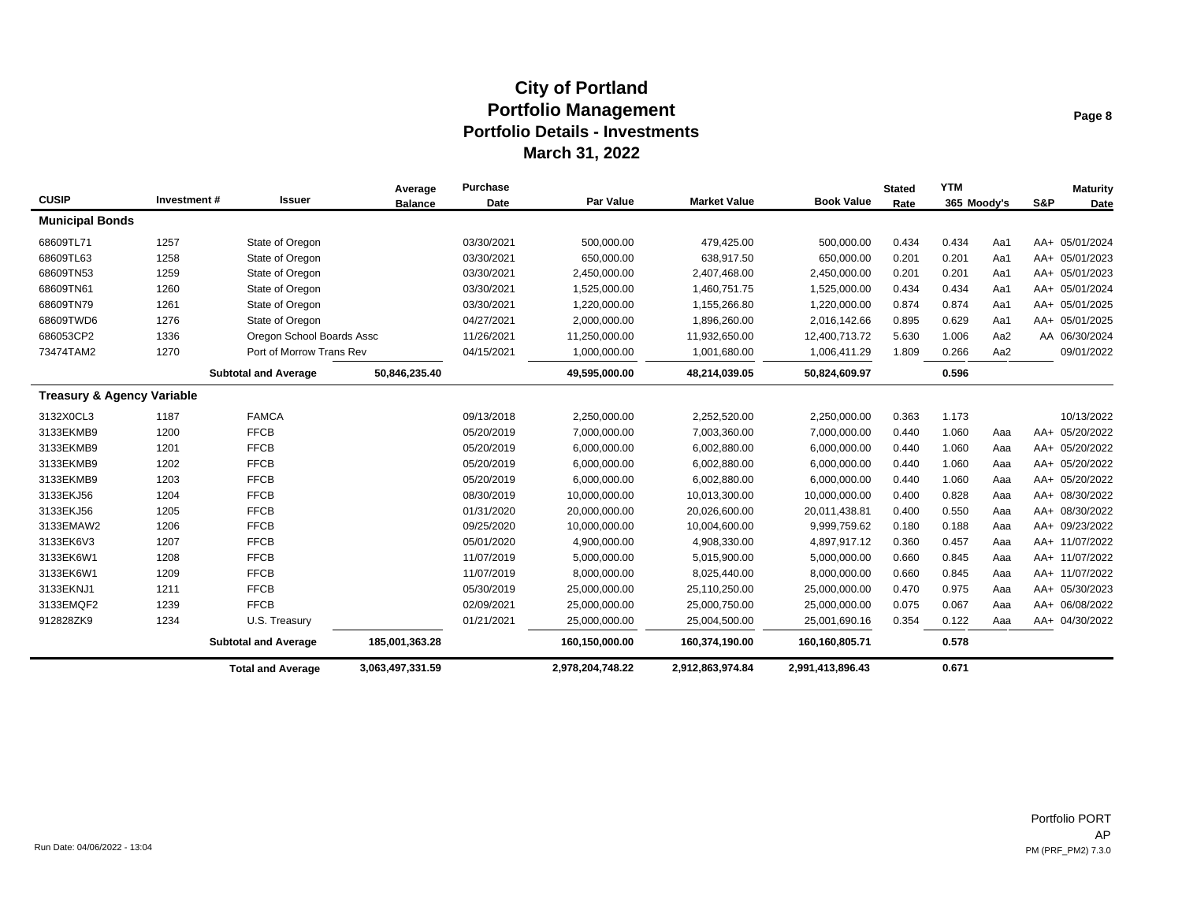# City of Portland
## Portfolio Management
## Portfolio Details - Investments
## March 31, 2022

| CUSIP | Investment # | Issuer | Average Balance | Purchase Date | Par Value | Market Value | Book Value | Stated Rate | YTM 365 | Moody's | S&P | Maturity Date |
|---|---|---|---|---|---|---|---|---|---|---|---|---|
| **Municipal Bonds** | | | | | | | | | | | | |
| 68609TL71 | 1257 | State of Oregon | | 03/30/2021 | 500,000.00 | 479,425.00 | 500,000.00 | 0.434 | 0.434 | Aa1 | AA+ | 05/01/2024 |
| 68609TL63 | 1258 | State of Oregon | | 03/30/2021 | 650,000.00 | 638,917.50 | 650,000.00 | 0.201 | 0.201 | Aa1 | AA+ | 05/01/2023 |
| 68609TN53 | 1259 | State of Oregon | | 03/30/2021 | 2,450,000.00 | 2,407,468.00 | 2,450,000.00 | 0.201 | 0.201 | Aa1 | AA+ | 05/01/2023 |
| 68609TN61 | 1260 | State of Oregon | | 03/30/2021 | 1,525,000.00 | 1,460,751.75 | 1,525,000.00 | 0.434 | 0.434 | Aa1 | AA+ | 05/01/2024 |
| 68609TN79 | 1261 | State of Oregon | | 03/30/2021 | 1,220,000.00 | 1,155,266.80 | 1,220,000.00 | 0.874 | 0.874 | Aa1 | AA+ | 05/01/2025 |
| 68609TWD6 | 1276 | State of Oregon | | 04/27/2021 | 2,000,000.00 | 1,896,260.00 | 2,016,142.66 | 0.895 | 0.629 | Aa1 | AA+ | 05/01/2025 |
| 686053CP2 | 1336 | Oregon School Boards Assc | | 11/26/2021 | 11,250,000.00 | 11,932,650.00 | 12,400,713.72 | 5.630 | 1.006 | Aa2 | AA | 06/30/2024 |
| 73474TAM2 | 1270 | Port of Morrow Trans Rev | | 04/15/2021 | 1,000,000.00 | 1,001,680.00 | 1,006,411.29 | 1.809 | 0.266 | Aa2 | | 09/01/2022 |
| | | **Subtotal and Average** | **50,846,235.40** | | **49,595,000.00** | **48,214,039.05** | **50,824,609.97** | | **0.596** | | | |
| **Treasury & Agency Variable** | | | | | | | | | | | | |
| 3132X0CL3 | 1187 | FAMCA | | 09/13/2018 | 2,250,000.00 | 2,252,520.00 | 2,250,000.00 | 0.363 | 1.173 | | | 10/13/2022 |
| 3133EKMB9 | 1200 | FFCB | | 05/20/2019 | 7,000,000.00 | 7,003,360.00 | 7,000,000.00 | 0.440 | 1.060 | Aaa | AA+ | 05/20/2022 |
| 3133EKMB9 | 1201 | FFCB | | 05/20/2019 | 6,000,000.00 | 6,002,880.00 | 6,000,000.00 | 0.440 | 1.060 | Aaa | AA+ | 05/20/2022 |
| 3133EKMB9 | 1202 | FFCB | | 05/20/2019 | 6,000,000.00 | 6,002,880.00 | 6,000,000.00 | 0.440 | 1.060 | Aaa | AA+ | 05/20/2022 |
| 3133EKMB9 | 1203 | FFCB | | 05/20/2019 | 6,000,000.00 | 6,002,880.00 | 6,000,000.00 | 0.440 | 1.060 | Aaa | AA+ | 05/20/2022 |
| 3133EKJ56 | 1204 | FFCB | | 08/30/2019 | 10,000,000.00 | 10,013,300.00 | 10,000,000.00 | 0.400 | 0.828 | Aaa | AA+ | 08/30/2022 |
| 3133EKJ56 | 1205 | FFCB | | 01/31/2020 | 20,000,000.00 | 20,026,600.00 | 20,011,438.81 | 0.400 | 0.550 | Aaa | AA+ | 08/30/2022 |
| 3133EMAW2 | 1206 | FFCB | | 09/25/2020 | 10,000,000.00 | 10,004,600.00 | 9,999,759.62 | 0.180 | 0.188 | Aaa | AA+ | 09/23/2022 |
| 3133EK6V3 | 1207 | FFCB | | 05/01/2020 | 4,900,000.00 | 4,908,330.00 | 4,897,917.12 | 0.360 | 0.457 | Aaa | AA+ | 11/07/2022 |
| 3133EK6W1 | 1208 | FFCB | | 11/07/2019 | 5,000,000.00 | 5,015,900.00 | 5,000,000.00 | 0.660 | 0.845 | Aaa | AA+ | 11/07/2022 |
| 3133EK6W1 | 1209 | FFCB | | 11/07/2019 | 8,000,000.00 | 8,025,440.00 | 8,000,000.00 | 0.660 | 0.845 | Aaa | AA+ | 11/07/2022 |
| 3133EKNJ1 | 1211 | FFCB | | 05/30/2019 | 25,000,000.00 | 25,110,250.00 | 25,000,000.00 | 0.470 | 0.975 | Aaa | AA+ | 05/30/2023 |
| 3133EMQF2 | 1239 | FFCB | | 02/09/2021 | 25,000,000.00 | 25,000,750.00 | 25,000,000.00 | 0.075 | 0.067 | Aaa | AA+ | 06/08/2022 |
| 912828ZK9 | 1234 | U.S. Treasury | | 01/21/2021 | 25,000,000.00 | 25,004,500.00 | 25,001,690.16 | 0.354 | 0.122 | Aaa | AA+ | 04/30/2022 |
| | | **Subtotal and Average** | **185,001,363.28** | | **160,150,000.00** | **160,374,190.00** | **160,160,805.71** | | **0.578** | | | |
| | | **Total and Average** | **3,063,497,331.59** | | **2,978,204,748.22** | **2,912,863,974.84** | **2,991,413,896.43** | | **0.671** | | | |

Portfolio PORT
AP

Run Date: 04/06/2022 - 13:04

PM (PRF_PM2) 7.3.0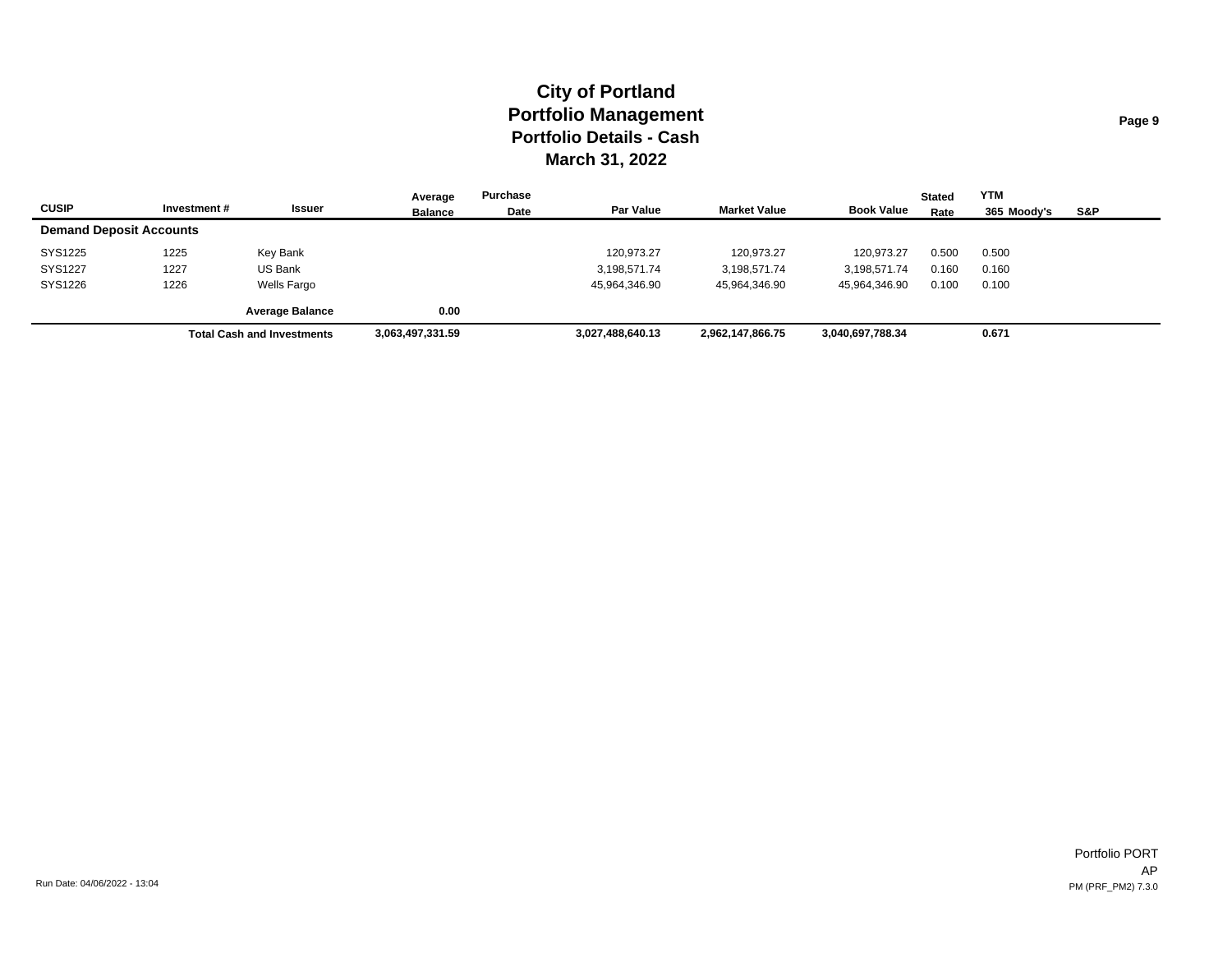# City of Portland
## Portfolio Management
## Portfolio Details - Cash
## March 31, 2022

| CUSIP | Investment # | Issuer | Average Balance | Purchase Date | Par Value | Market Value | Book Value | Stated Rate | YTM 365 | Moody's | S&P |
|---|---|---|---|---|---|---|---|---|---|---|---|
| **Demand Deposit Accounts** | | | | | | | | | | | |
| SYS1225 | 1225 | Key Bank | | | 120,973.27 | 120,973.27 | 120,973.27 | 0.500 | 0.500 | | |
| SYS1227 | 1227 | US Bank | | | 3,198,571.74 | 3,198,571.74 | 3,198,571.74 | 0.160 | 0.160 | | |
| SYS1226 | 1226 | Wells Fargo | | | 45,964,346.90 | 45,964,346.90 | 45,964,346.90 | 0.100 | 0.100 | | |
| | | **Average Balance** | **0.00** | | | | | | | | |
| | | **Total Cash and Investments** | **3,063,497,331.59** | | **3,027,488,640.13** | **2,962,147,866.75** | **3,040,697,788.34** | | **0.671** | | |

Run Date: 04/06/2022 - 13:04

Portfolio PORT
AP
PM (PRF_PM2) 7.3.0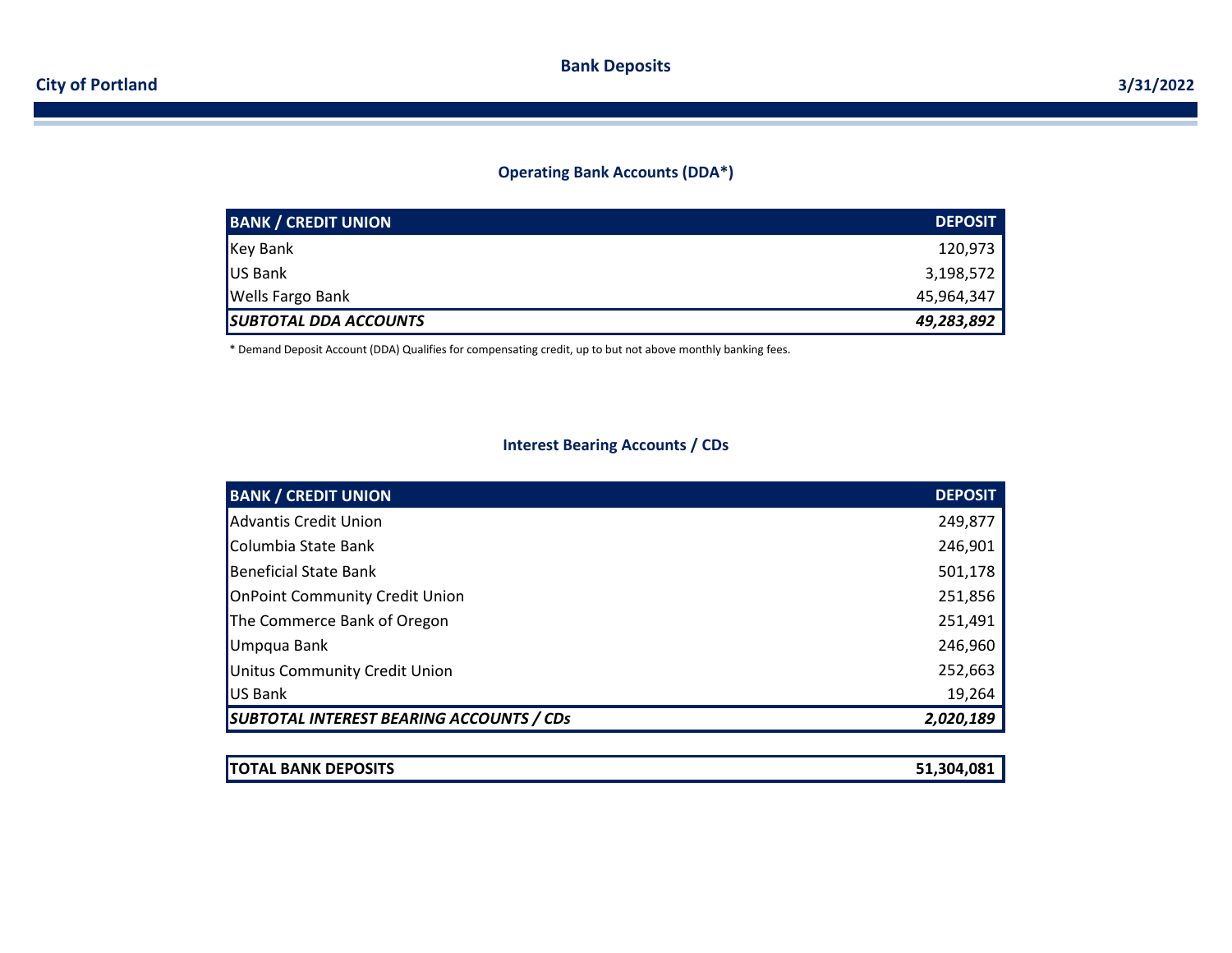City of Portland

# Bank Deposits

3/31/2022

## Operating Bank Accounts (DDA*)

| BANK / CREDIT UNION | DEPOSIT |
|---|---|
| Key Bank | 120,973 |
| US Bank | 3,198,572 |
| Wells Fargo Bank | 45,964,347 |
| ***SUBTOTAL DDA ACCOUNTS*** | ***49,283,892*** |

\* Demand Deposit Account (DDA) Qualifies for compensating credit, up to but not above monthly banking fees.

## Interest Bearing Accounts / CDs

| BANK / CREDIT UNION | DEPOSIT |
|---|---|
| Advantis Credit Union | 249,877 |
| Columbia State Bank | 246,901 |
| Beneficial State Bank | 501,178 |
| OnPoint Community Credit Union | 251,856 |
| The Commerce Bank of Oregon | 251,491 |
| Umpqua Bank | 246,960 |
| Unitus Community Credit Union | 252,663 |
| US Bank | 19,264 |
| ***SUBTOTAL INTEREST BEARING ACCOUNTS / CDs*** | ***2,020,189*** |

| | |
|---|---|
| **TOTAL BANK DEPOSITS** | **51,304,081** |